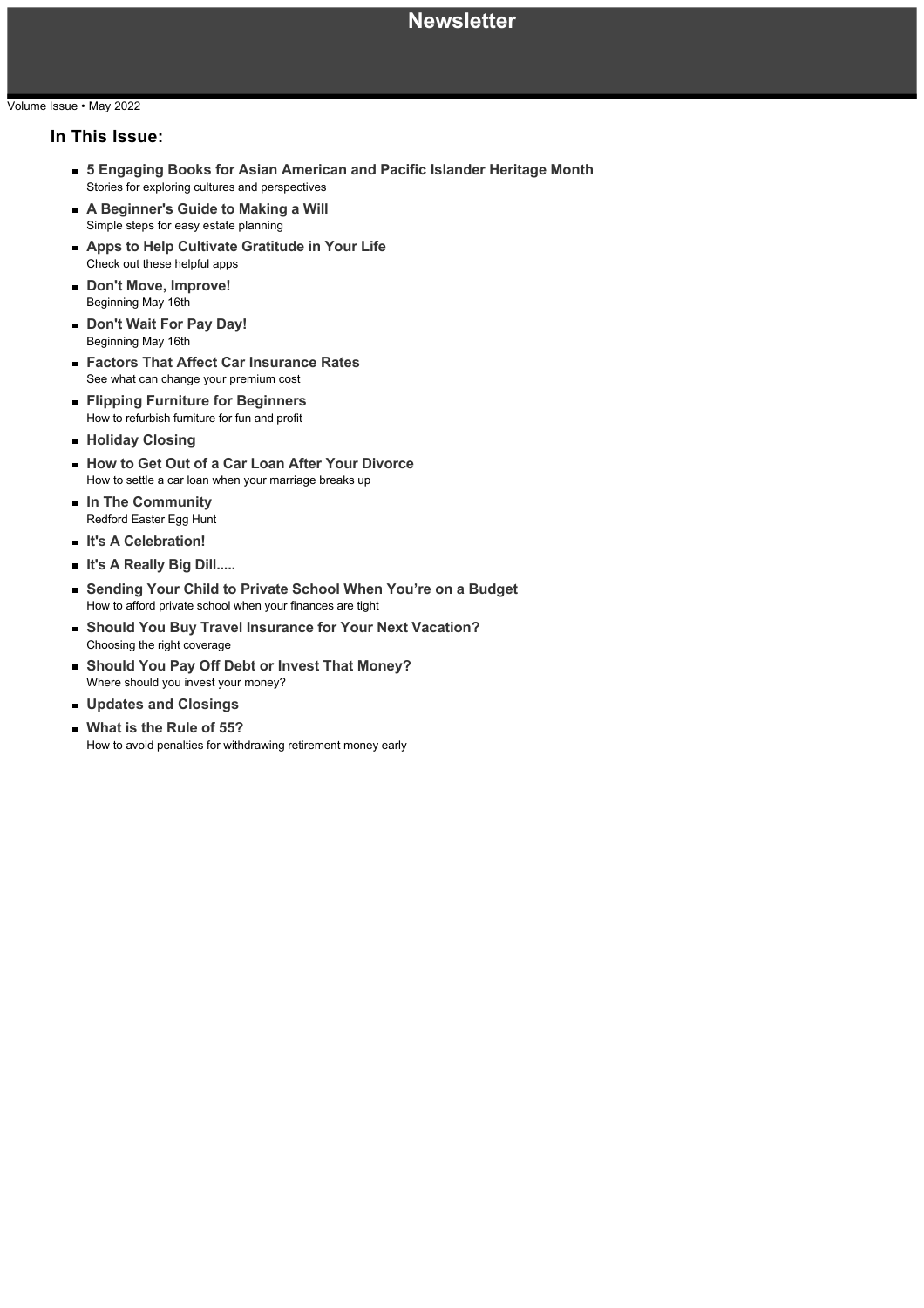# Newsletter

Volume Issue • May 2022

## In This Issue:

- **5 Engaging Books for Asian American and Pacific Islander Heritage Month**
  Stories for exploring cultures and perspectives
- **A Beginner's Guide to Making a Will**
  Simple steps for easy estate planning
- **Apps to Help Cultivate Gratitude in Your Life**
  Check out these helpful apps
- **Don't Move, Improve!**
  Beginning May 16th
- **Don't Wait For Pay Day!**
  Beginning May 16th
- **Factors That Affect Car Insurance Rates**
  See what can change your premium cost
- **Flipping Furniture for Beginners**
  How to refurbish furniture for fun and profit
- **Holiday Closing**
- **How to Get Out of a Car Loan After Your Divorce**
  How to settle a car loan when your marriage breaks up
- **In The Community**
  Redford Easter Egg Hunt
- **It's A Celebration!**
- **It's A Really Big Dill.....**
- **Sending Your Child to Private School When You're on a Budget**
  How to afford private school when your finances are tight
- **Should You Buy Travel Insurance for Your Next Vacation?**
  Choosing the right coverage
- **Should You Pay Off Debt or Invest That Money?**
  Where should you invest your money?
- **Updates and Closings**
- **What is the Rule of 55?**
  How to avoid penalties for withdrawing retirement money early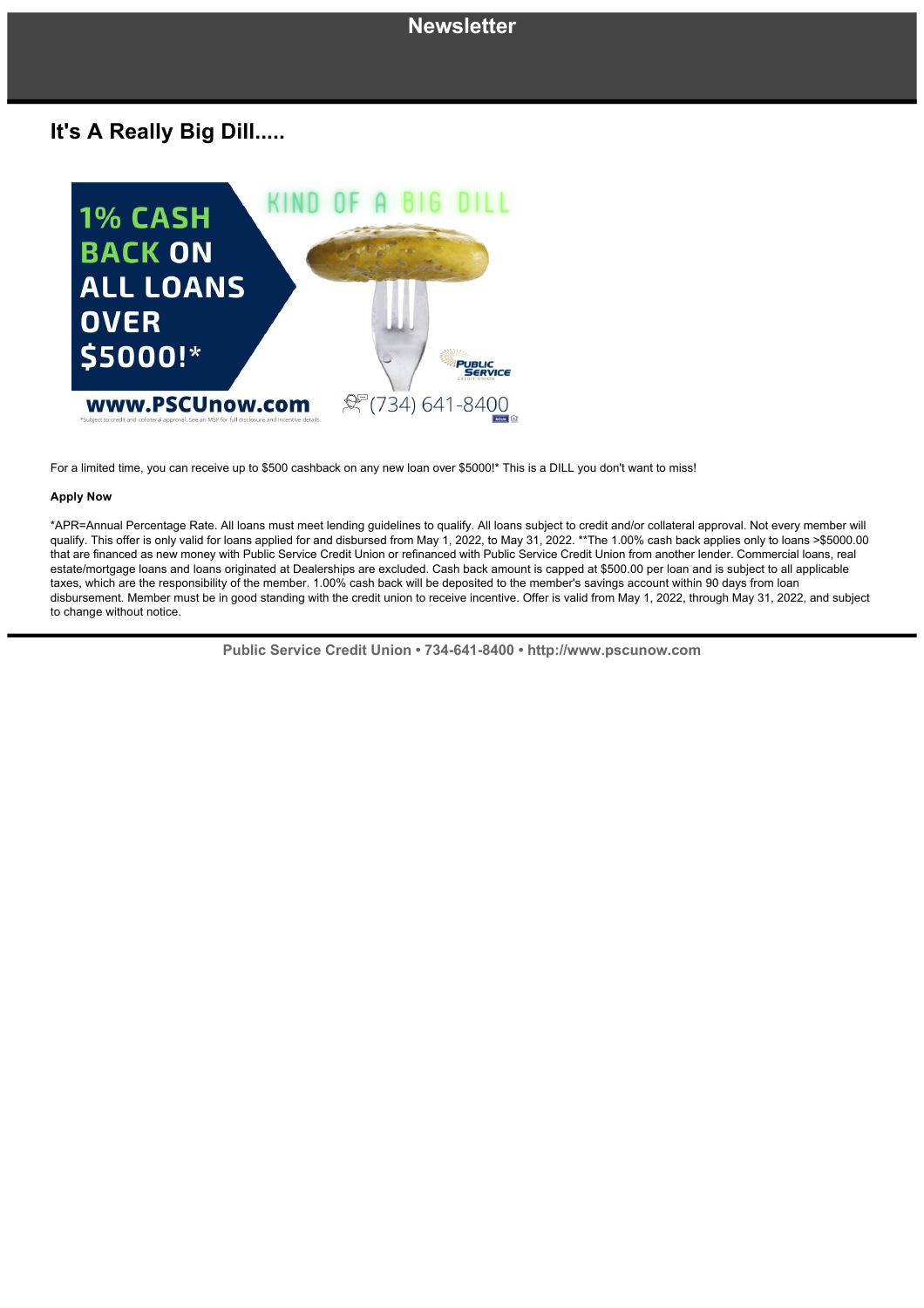## It's A Really Big Dill.....

For a limited time, you can receive up to $500 cashback on any new loan over $5000!* This is a DILL you don't want to miss!

**Apply Now**

*APR=Annual Percentage Rate. All loans must meet lending guidelines to qualify. All loans subject to credit and/or collateral approval. Not every member will qualify. This offer is only valid for loans applied for and disbursed from May 1, 2022, to May 31, 2022. **The 1.00% cash back applies only to loans >$5000.00 that are financed as new money with Public Service Credit Union or refinanced with Public Service Credit Union from another lender. Commercial loans, real estate/mortgage loans and loans originated at Dealerships are excluded. Cash back amount is capped at $500.00 per loan and is subject to all applicable taxes, which are the responsibility of the member. 1.00% cash back will be deposited to the member's savings account within 90 days from loan disbursement. Member must be in good standing with the credit union to receive incentive. Offer is valid from May 1, 2022, through May 31, 2022, and subject to change without notice.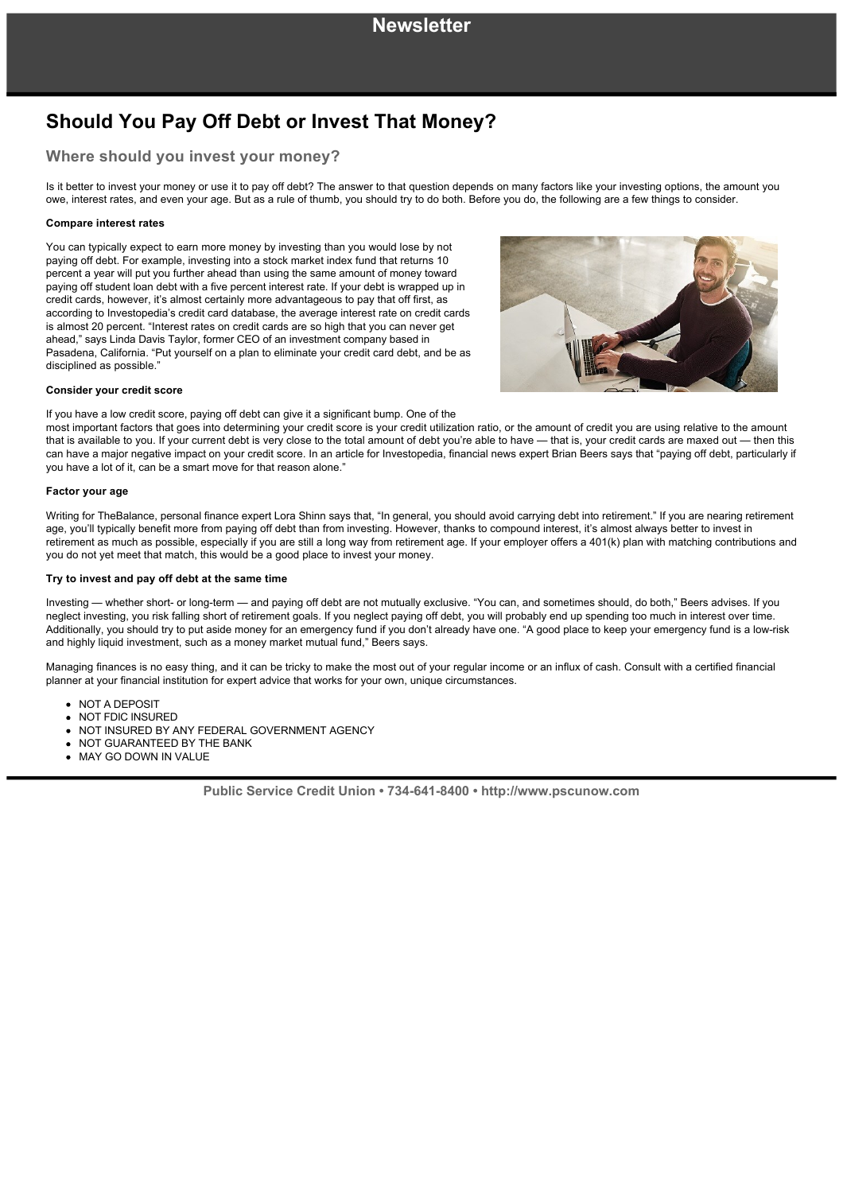# Newsletter

## Should You Pay Off Debt or Invest That Money?

### Where should you invest your money?

Is it better to invest your money or use it to pay off debt? The answer to that question depends on many factors like your investing options, the amount you owe, interest rates, and even your age. But as a rule of thumb, you should try to do both. Before you do, the following are a few things to consider.

**Compare interest rates**

You can typically expect to earn more money by investing than you would lose by not paying off debt. For example, investing into a stock market index fund that returns 10 percent a year will put you further ahead than using the same amount of money toward paying off student loan debt with a five percent interest rate. If your debt is wrapped up in credit cards, however, it's almost certainly more advantageous to pay that off first, as according to Investopedia's credit card database, the average interest rate on credit cards is almost 20 percent. "Interest rates on credit cards are so high that you can never get ahead," says Linda Davis Taylor, former CEO of an investment company based in Pasadena, California. "Put yourself on a plan to eliminate your credit card debt, and be as disciplined as possible."

**Consider your credit score**

If you have a low credit score, paying off debt can give it a significant bump. One of the most important factors that goes into determining your credit score is your credit utilization ratio, or the amount of credit you are using relative to the amount that is available to you. If your current debt is very close to the total amount of debt you're able to have — that is, your credit cards are maxed out — then this can have a major negative impact on your credit score. In an article for Investopedia, financial news expert Brian Beers says that "paying off debt, particularly if you have a lot of it, can be a smart move for that reason alone."

**Factor your age**

Writing for TheBalance, personal finance expert Lora Shinn says that, "In general, you should avoid carrying debt into retirement." If you are nearing retirement age, you'll typically benefit more from paying off debt than from investing. However, thanks to compound interest, it's almost always better to invest in retirement as much as possible, especially if you are still a long way from retirement age. If your employer offers a 401(k) plan with matching contributions and you do not yet meet that match, this would be a good place to invest your money.

**Try to invest and pay off debt at the same time**

Investing — whether short- or long-term — and paying off debt are not mutually exclusive. "You can, and sometimes should, do both," Beers advises. If you neglect investing, you risk falling short of retirement goals. If you neglect paying off debt, you will probably end up spending too much in interest over time. Additionally, you should try to put aside money for an emergency fund if you don't already have one. "A good place to keep your emergency fund is a low-risk and highly liquid investment, such as a money market mutual fund," Beers says.

Managing finances is no easy thing, and it can be tricky to make the most out of your regular income or an influx of cash. Consult with a certified financial planner at your financial institution for expert advice that works for your own, unique circumstances.

- NOT A DEPOSIT
- NOT FDIC INSURED
- NOT INSURED BY ANY FEDERAL GOVERNMENT AGENCY
- NOT GUARANTEED BY THE BANK
- MAY GO DOWN IN VALUE

**Public Service Credit Union • 734-641-8400 • http://www.pscunow.com**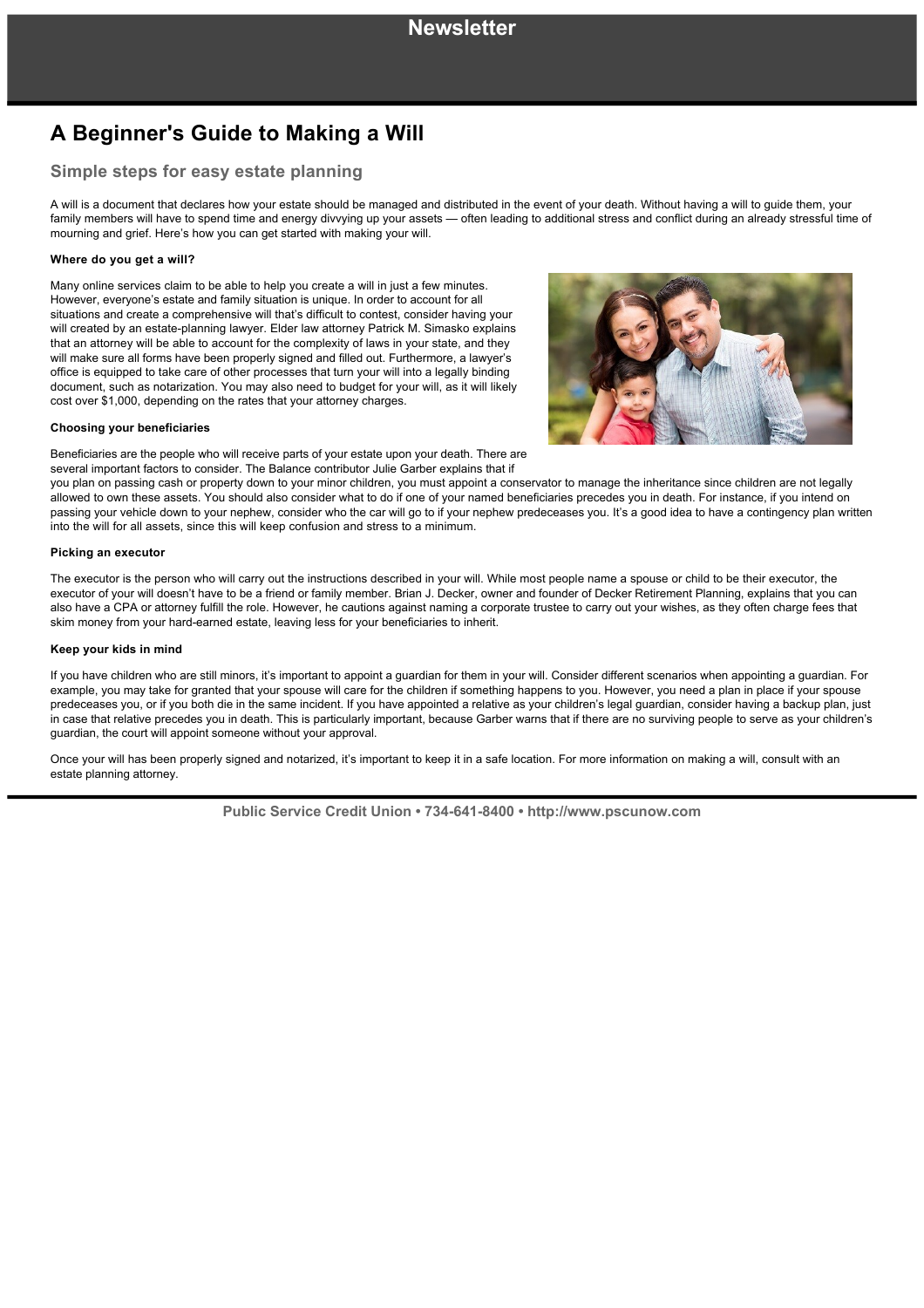# Newsletter

## A Beginner's Guide to Making a Will

### Simple steps for easy estate planning

A will is a document that declares how your estate should be managed and distributed in the event of your death. Without having a will to guide them, your family members will have to spend time and energy divvying up your assets — often leading to additional stress and conflict during an already stressful time of mourning and grief. Here's how you can get started with making your will.

**Where do you get a will?**

Many online services claim to be able to help you create a will in just a few minutes. However, everyone's estate and family situation is unique. In order to account for all situations and create a comprehensive will that's difficult to contest, consider having your will created by an estate-planning lawyer. Elder law attorney Patrick M. Simasko explains that an attorney will be able to account for the complexity of laws in your state, and they will make sure all forms have been properly signed and filled out. Furthermore, a lawyer's office is equipped to take care of other processes that turn your will into a legally binding document, such as notarization. You may also need to budget for your will, as it will likely cost over $1,000, depending on the rates that your attorney charges.

**Choosing your beneficiaries**

Beneficiaries are the people who will receive parts of your estate upon your death. There are several important factors to consider. The Balance contributor Julie Garber explains that if you plan on passing cash or property down to your minor children, you must appoint a conservator to manage the inheritance since children are not legally allowed to own these assets. You should also consider what to do if one of your named beneficiaries precedes you in death. For instance, if you intend on passing your vehicle down to your nephew, consider who the car will go to if your nephew predeceases you. It's a good idea to have a contingency plan written into the will for all assets, since this will keep confusion and stress to a minimum.

**Picking an executor**

The executor is the person who will carry out the instructions described in your will. While most people name a spouse or child to be their executor, the executor of your will doesn't have to be a friend or family member. Brian J. Decker, owner and founder of Decker Retirement Planning, explains that you can also have a CPA or attorney fulfill the role. However, he cautions against naming a corporate trustee to carry out your wishes, as they often charge fees that skim money from your hard-earned estate, leaving less for your beneficiaries to inherit.

**Keep your kids in mind**

If you have children who are still minors, it's important to appoint a guardian for them in your will. Consider different scenarios when appointing a guardian. For example, you may take for granted that your spouse will care for the children if something happens to you. However, you need a plan in place if your spouse predeceases you, or if you both die in the same incident. If you have appointed a relative as your children's legal guardian, consider having a backup plan, just in case that relative precedes you in death. This is particularly important, because Garber warns that if there are no surviving people to serve as your children's guardian, the court will appoint someone without your approval.

Once your will has been properly signed and notarized, it's important to keep it in a safe location. For more information on making a will, consult with an estate planning attorney.

Public Service Credit Union • 734-641-8400 • http://www.pscunow.com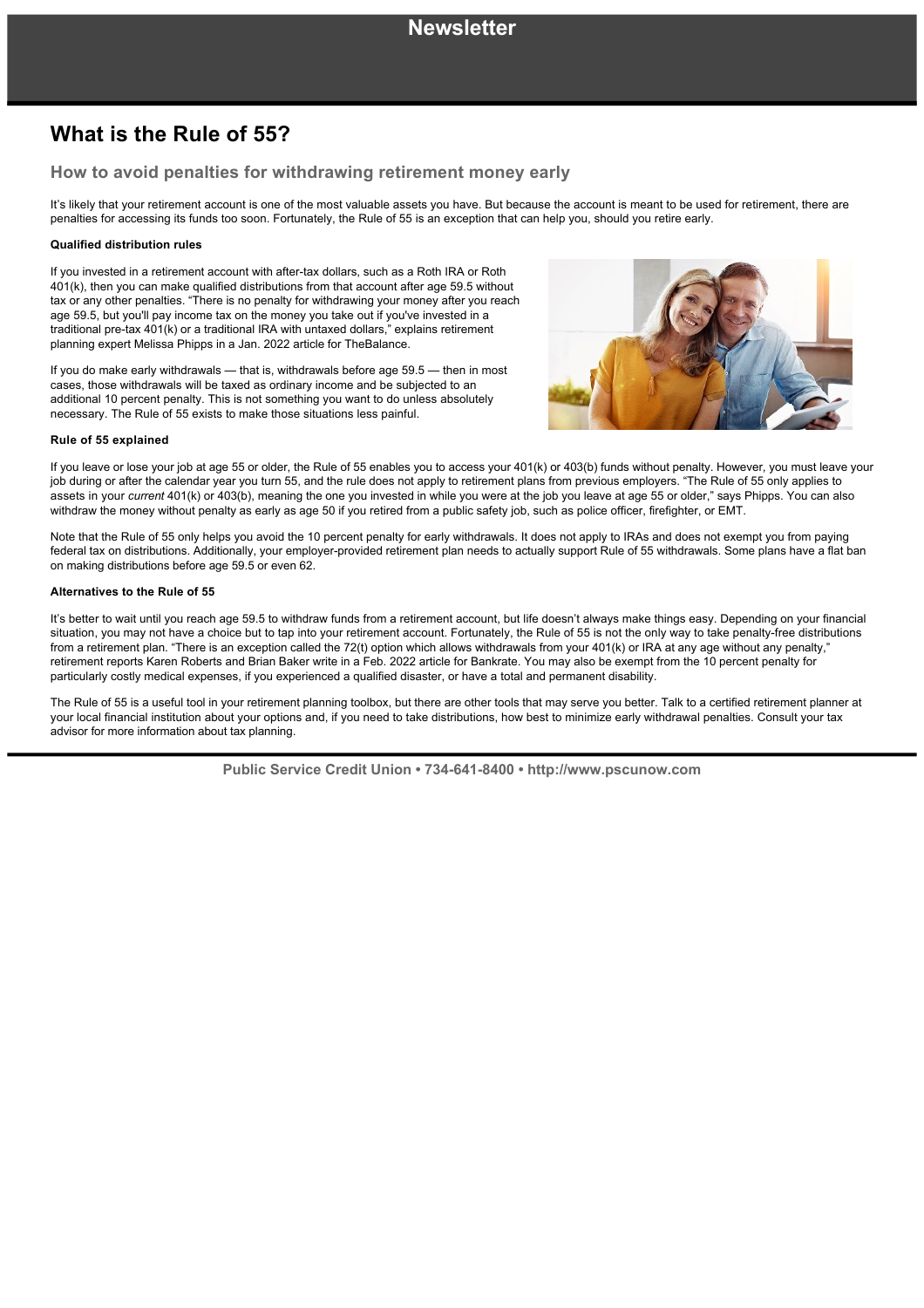Newsletter

# What is the Rule of 55?

## How to avoid penalties for withdrawing retirement money early

It's likely that your retirement account is one of the most valuable assets you have. But because the account is meant to be used for retirement, there are penalties for accessing its funds too soon. Fortunately, the Rule of 55 is an exception that can help you, should you retire early.

**Qualified distribution rules**

If you invested in a retirement account with after-tax dollars, such as a Roth IRA or Roth 401(k), then you can make qualified distributions from that account after age 59.5 without tax or any other penalties. "There is no penalty for withdrawing your money after you reach age 59.5, but you'll pay income tax on the money you take out if you've invested in a traditional pre-tax 401(k) or a traditional IRA with untaxed dollars," explains retirement planning expert Melissa Phipps in a Jan. 2022 article for TheBalance.

If you do make early withdrawals — that is, withdrawals before age 59.5 — then in most cases, those withdrawals will be taxed as ordinary income and be subjected to an additional 10 percent penalty. This is not something you want to do unless absolutely necessary. The Rule of 55 exists to make those situations less painful.

**Rule of 55 explained**

If you leave or lose your job at age 55 or older, the Rule of 55 enables you to access your 401(k) or 403(b) funds without penalty. However, you must leave your job during or after the calendar year you turn 55, and the rule does not apply to retirement plans from previous employers. "The Rule of 55 only applies to assets in your *current* 401(k) or 403(b), meaning the one you invested in while you were at the job you leave at age 55 or older," says Phipps. You can also withdraw the money without penalty as early as age 50 if you retired from a public safety job, such as police officer, firefighter, or EMT.

Note that the Rule of 55 only helps you avoid the 10 percent penalty for early withdrawals. It does not apply to IRAs and does not exempt you from paying federal tax on distributions. Additionally, your employer-provided retirement plan needs to actually support Rule of 55 withdrawals. Some plans have a flat ban on making distributions before age 59.5 or even 62.

**Alternatives to the Rule of 55**

It's better to wait until you reach age 59.5 to withdraw funds from a retirement account, but life doesn't always make things easy. Depending on your financial situation, you may not have a choice but to tap into your retirement account. Fortunately, the Rule of 55 is not the only way to take penalty-free distributions from a retirement plan. "There is an exception called the 72(t) option which allows withdrawals from your 401(k) or IRA at any age without any penalty," retirement reports Karen Roberts and Brian Baker write in a Feb. 2022 article for Bankrate. You may also be exempt from the 10 percent penalty for particularly costly medical expenses, if you experienced a qualified disaster, or have a total and permanent disability.

The Rule of 55 is a useful tool in your retirement planning toolbox, but there are other tools that may serve you better. Talk to a certified retirement planner at your local financial institution about your options and, if you need to take distributions, how best to minimize early withdrawal penalties. Consult your tax advisor for more information about tax planning.

Public Service Credit Union • 734-641-8400 • http://www.pscunow.com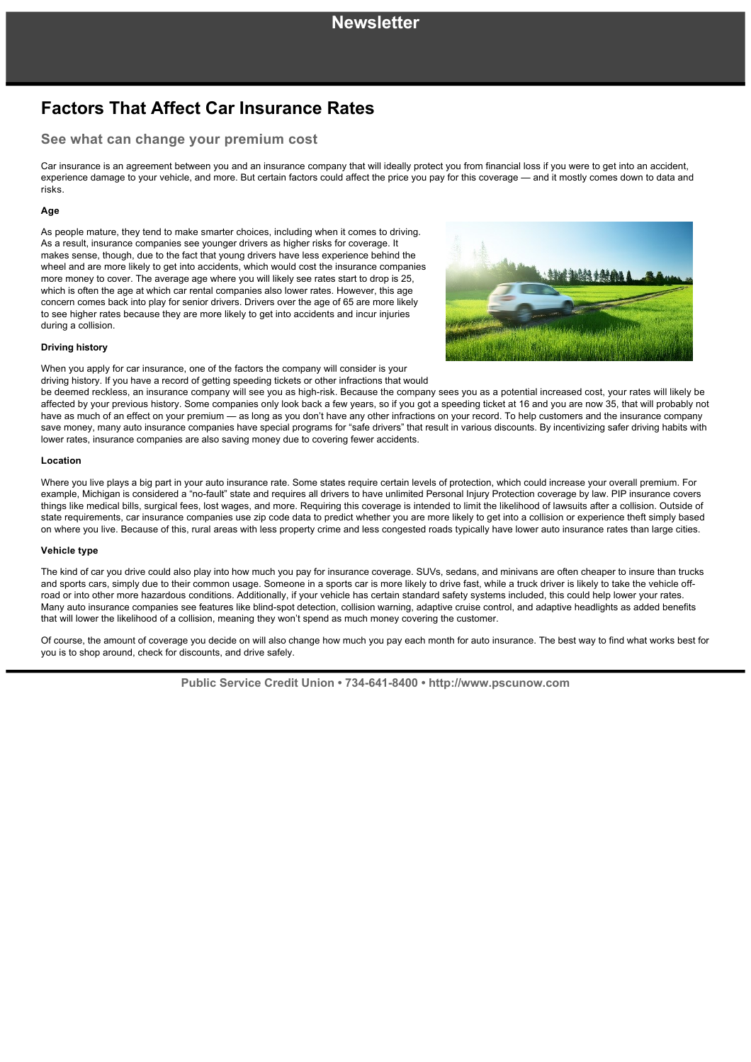# Newsletter

## Factors That Affect Car Insurance Rates

### See what can change your premium cost

Car insurance is an agreement between you and an insurance company that will ideally protect you from financial loss if you were to get into an accident, experience damage to your vehicle, and more. But certain factors could affect the price you pay for this coverage — and it mostly comes down to data and risks.

**Age**

As people mature, they tend to make smarter choices, including when it comes to driving. As a result, insurance companies see younger drivers as higher risks for coverage. It makes sense, though, due to the fact that young drivers have less experience behind the wheel and are more likely to get into accidents, which would cost the insurance companies more money to cover. The average age where you will likely see rates start to drop is 25, which is often the age at which car rental companies also lower rates. However, this age concern comes back into play for senior drivers. Drivers over the age of 65 are more likely to see higher rates because they are more likely to get into accidents and incur injuries during a collision.

**Driving history**

When you apply for car insurance, one of the factors the company will consider is your driving history. If you have a record of getting speeding tickets or other infractions that would be deemed reckless, an insurance company will see you as high-risk. Because the company sees you as a potential increased cost, your rates will likely be affected by your previous history. Some companies only look back a few years, so if you got a speeding ticket at 16 and you are now 35, that will probably not have as much of an effect on your premium — as long as you don't have any other infractions on your record. To help customers and the insurance company save money, many auto insurance companies have special programs for "safe drivers" that result in various discounts. By incentivizing safer driving habits with lower rates, insurance companies are also saving money due to covering fewer accidents.

**Location**

Where you live plays a big part in your auto insurance rate. Some states require certain levels of protection, which could increase your overall premium. For example, Michigan is considered a "no-fault" state and requires all drivers to have unlimited Personal Injury Protection coverage by law. PIP insurance covers things like medical bills, surgical fees, lost wages, and more. Requiring this coverage is intended to limit the likelihood of lawsuits after a collision. Outside of state requirements, car insurance companies use zip code data to predict whether you are more likely to get into a collision or experience theft simply based on where you live. Because of this, rural areas with less property crime and less congested roads typically have lower auto insurance rates than large cities.

**Vehicle type**

The kind of car you drive could also play into how much you pay for insurance coverage. SUVs, sedans, and minivans are often cheaper to insure than trucks and sports cars, simply due to their common usage. Someone in a sports car is more likely to drive fast, while a truck driver is likely to take the vehicle off-road or into other more hazardous conditions. Additionally, if your vehicle has certain standard safety systems included, this could help lower your rates. Many auto insurance companies see features like blind-spot detection, collision warning, adaptive cruise control, and adaptive headlights as added benefits that will lower the likelihood of a collision, meaning they won't spend as much money covering the customer.

Of course, the amount of coverage you decide on will also change how much you pay each month for auto insurance. The best way to find what works best for you is to shop around, check for discounts, and drive safely.

**Public Service Credit Union • 734-641-8400 • http://www.pscunow.com**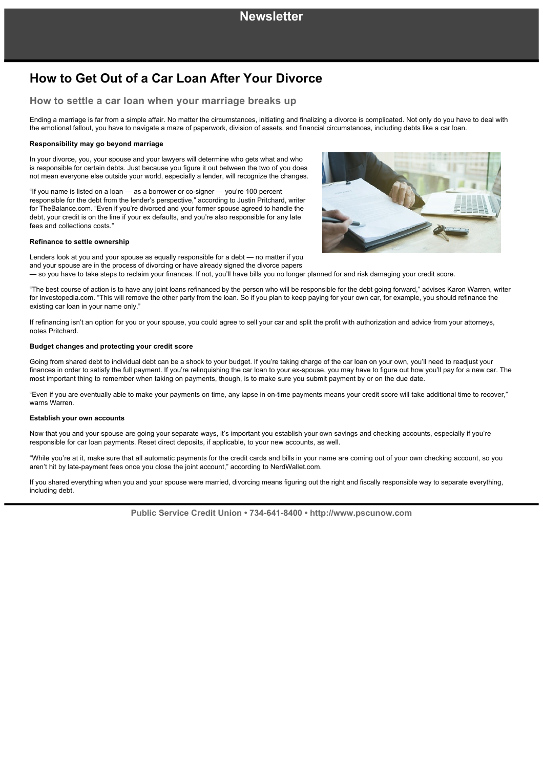# How to Get Out of a Car Loan After Your Divorce

## How to settle a car loan when your marriage breaks up

Ending a marriage is far from a simple affair. No matter the circumstances, initiating and finalizing a divorce is complicated. Not only do you have to deal with the emotional fallout, you have to navigate a maze of paperwork, division of assets, and financial circumstances, including debts like a car loan.

**Responsibility may go beyond marriage**

In your divorce, you, your spouse and your lawyers will determine who gets what and who is responsible for certain debts. Just because you figure it out between the two of you does not mean everyone else outside your world, especially a lender, will recognize the changes.

"If you name is listed on a loan — as a borrower or co-signer — you're 100 percent responsible for the debt from the lender's perspective," according to Justin Pritchard, writer for TheBalance.com. "Even if you're divorced and your former spouse agreed to handle the debt, your credit is on the line if your ex defaults, and you're also responsible for any late fees and collections costs."

**Refinance to settle ownership**

Lenders look at you and your spouse as equally responsible for a debt — no matter if you and your spouse are in the process of divorcing or have already signed the divorce papers — so you have to take steps to reclaim your finances. If not, you'll have bills you no longer planned for and risk damaging your credit score.

"The best course of action is to have any joint loans refinanced by the person who will be responsible for the debt going forward," advises Karon Warren, writer for Investopedia.com. "This will remove the other party from the loan. So if you plan to keep paying for your own car, for example, you should refinance the existing car loan in your name only."

If refinancing isn't an option for you or your spouse, you could agree to sell your car and split the profit with authorization and advice from your attorneys, notes Pritchard.

**Budget changes and protecting your credit score**

Going from shared debt to individual debt can be a shock to your budget. If you're taking charge of the car loan on your own, you'll need to readjust your finances in order to satisfy the full payment. If you're relinquishing the car loan to your ex-spouse, you may have to figure out how you'll pay for a new car. The most important thing to remember when taking on payments, though, is to make sure you submit payment by or on the due date.

"Even if you are eventually able to make your payments on time, any lapse in on-time payments means your credit score will take additional time to recover," warns Warren.

**Establish your own accounts**

Now that you and your spouse are going your separate ways, it's important you establish your own savings and checking accounts, especially if you're responsible for car loan payments. Reset direct deposits, if applicable, to your new accounts, as well.

"While you're at it, make sure that all automatic payments for the credit cards and bills in your name are coming out of your own checking account, so you aren't hit by late-payment fees once you close the joint account," according to NerdWallet.com.

If you shared everything when you and your spouse were married, divorcing means figuring out the right and fiscally responsible way to separate everything, including debt.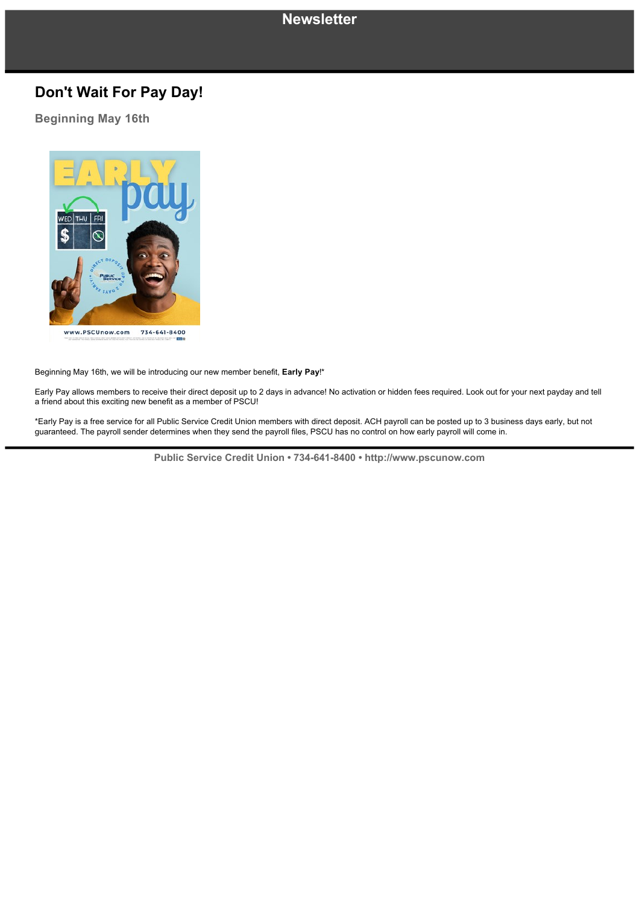# Newsletter

## Don't Wait For Pay Day!

### Beginning May 16th

Beginning May 16th, we will be introducing our new member benefit, **Early Pay**!*

Early Pay allows members to receive their direct deposit up to 2 days in advance! No activation or hidden fees required. Look out for your next payday and tell a friend about this exciting new benefit as a member of PSCU!

*Early Pay is a free service for all Public Service Credit Union members with direct deposit. ACH payroll can be posted up to 3 business days early, but not guaranteed. The payroll sender determines when they send the payroll files, PSCU has no control on how early payroll will come in.

**Public Service Credit Union • 734-641-8400 • http://www.pscunow.com**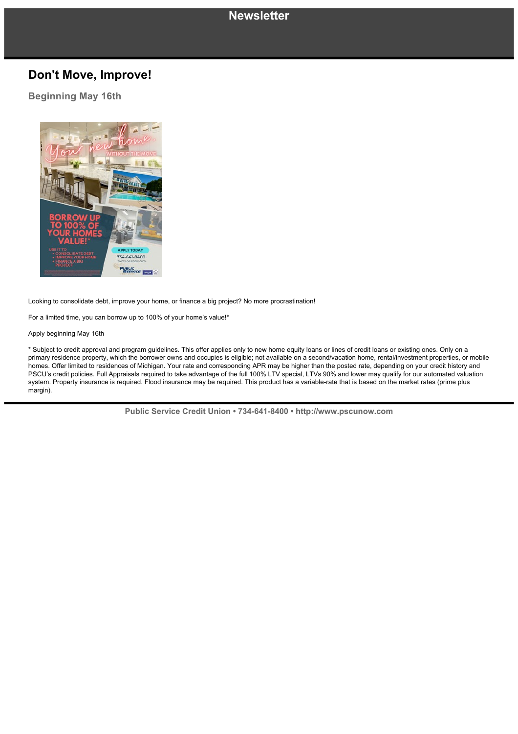# Newsletter

## Don't Move, Improve!

### Beginning May 16th

Looking to consolidate debt, improve your home, or finance a big project? No more procrastination!

For a limited time, you can borrow up to 100% of your home's value!*

Apply beginning May 16th

* Subject to credit approval and program guidelines. This offer applies only to new home equity loans or lines of credit loans or existing ones. Only on a primary residence property, which the borrower owns and occupies is eligible; not available on a second/vacation home, rental/investment properties, or mobile homes. Offer limited to residences of Michigan. Your rate and corresponding APR may be higher than the posted rate, depending on your credit history and PSCU's credit policies. Full Appraisals required to take advantage of the full 100% LTV special, LTVs 90% and lower may qualify for our automated valuation system. Property insurance is required. Flood insurance may be required. This product has a variable-rate that is based on the market rates (prime plus margin).

Public Service Credit Union • 734-641-8400 • http://www.pscunow.com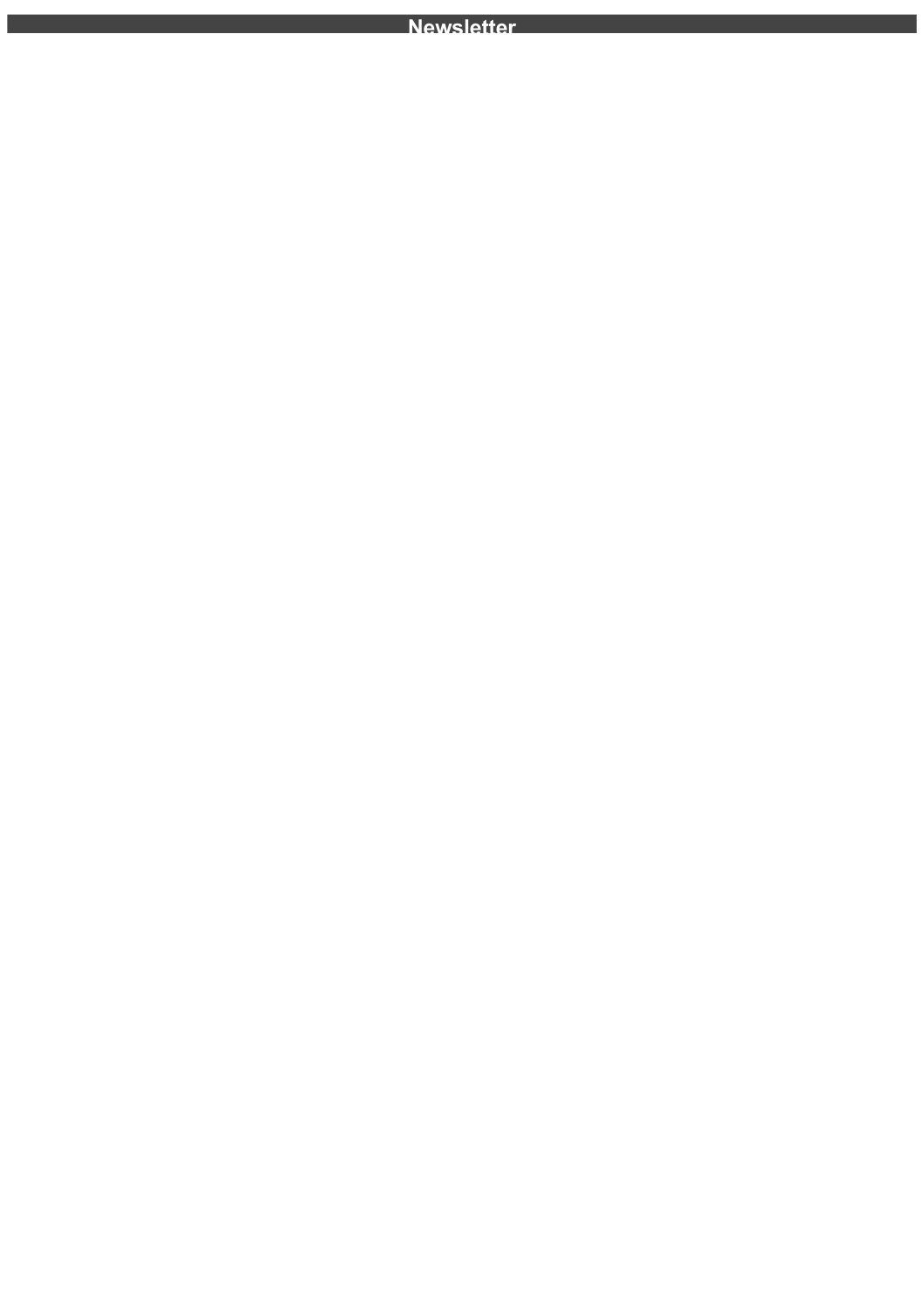# Newsletter